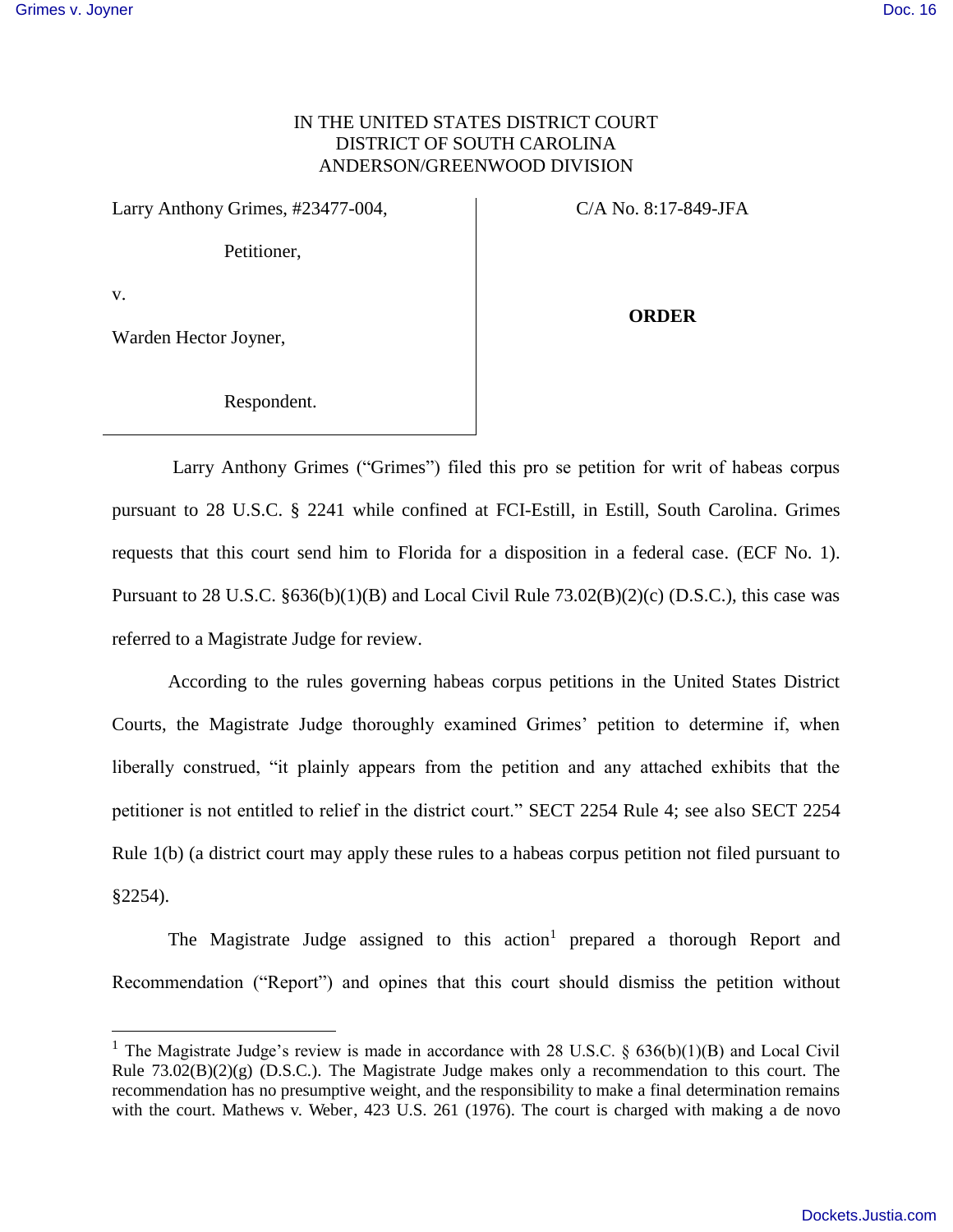IN THE UNITED STATES DISTRICT COURT
DISTRICT OF SOUTH CAROLINA
ANDERSON/GREENWOOD DIVISION

| | |
|---|---|
| Larry Anthony Grimes, #23477-004,<br><br>Petitioner,<br><br>v.<br><br>Warden Hector Joyner,<br><br>Respondent. | C/A No. 8:17-849-JFA<br><br>**ORDER** |

Larry Anthony Grimes ("Grimes") filed this pro se petition for writ of habeas corpus pursuant to 28 U.S.C. § 2241 while confined at FCI-Estill, in Estill, South Carolina. Grimes requests that this court send him to Florida for a disposition in a federal case. (ECF No. 1). Pursuant to 28 U.S.C. §636(b)(1)(B) and Local Civil Rule 73.02(B)(2)(c) (D.S.C.), this case was referred to a Magistrate Judge for review.

According to the rules governing habeas corpus petitions in the United States District Courts, the Magistrate Judge thoroughly examined Grimes' petition to determine if, when liberally construed, "it plainly appears from the petition and any attached exhibits that the petitioner is not entitled to relief in the district court." SECT 2254 Rule 4; see also SECT 2254 Rule 1(b) (a district court may apply these rules to a habeas corpus petition not filed pursuant to §2254).

The Magistrate Judge assigned to this action[1] prepared a thorough Report and Recommendation ("Report") and opines that this court should dismiss the petition without

[1] The Magistrate Judge's review is made in accordance with 28 U.S.C. § 636(b)(1)(B) and Local Civil Rule 73.02(B)(2)(g) (D.S.C.). The Magistrate Judge makes only a recommendation to this court. The recommendation has no presumptive weight, and the responsibility to make a final determination remains with the court. Mathews v. Weber, 423 U.S. 261 (1976). The court is charged with making a de novo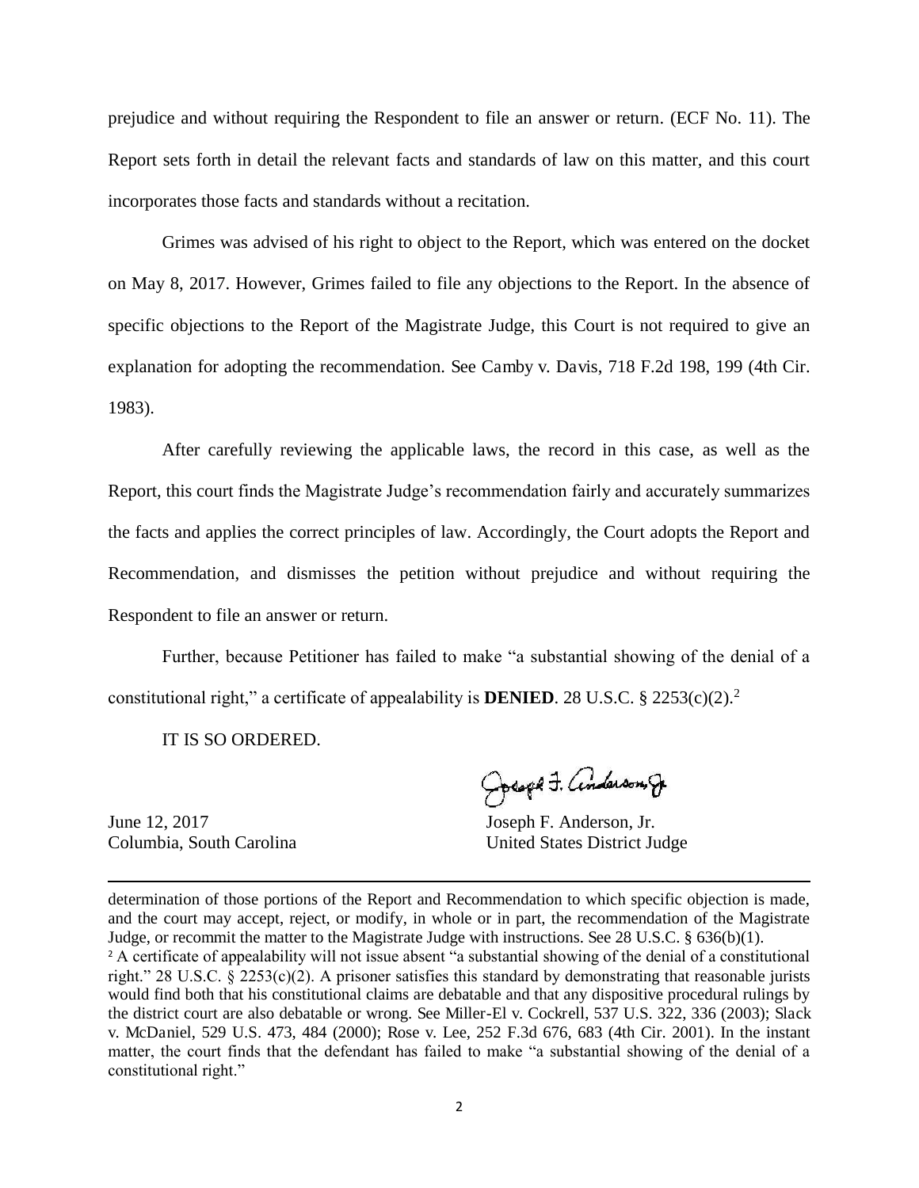prejudice and without requiring the Respondent to file an answer or return. (ECF No. 11). The Report sets forth in detail the relevant facts and standards of law on this matter, and this court incorporates those facts and standards without a recitation.

Grimes was advised of his right to object to the Report, which was entered on the docket on May 8, 2017. However, Grimes failed to file any objections to the Report. In the absence of specific objections to the Report of the Magistrate Judge, this Court is not required to give an explanation for adopting the recommendation. See Camby v. Davis, 718 F.2d 198, 199 (4th Cir. 1983).

After carefully reviewing the applicable laws, the record in this case, as well as the Report, this court finds the Magistrate Judge's recommendation fairly and accurately summarizes the facts and applies the correct principles of law. Accordingly, the Court adopts the Report and Recommendation, and dismisses the petition without prejudice and without requiring the Respondent to file an answer or return.

Further, because Petitioner has failed to make "a substantial showing of the denial of a constitutional right," a certificate of appealability is **DENIED**. 28 U.S.C. § 2253(c)(2).[2]

IT IS SO ORDERED.

June 12, 2017
Columbia, South Carolina

Joseph F. Anderson, Jr.
United States District Judge

---

determination of those portions of the Report and Recommendation to which specific objection is made, and the court may accept, reject, or modify, in whole or in part, the recommendation of the Magistrate Judge, or recommit the matter to the Magistrate Judge with instructions. See 28 U.S.C. § 636(b)(1).

[2] A certificate of appealability will not issue absent "a substantial showing of the denial of a constitutional right." 28 U.S.C. § 2253(c)(2). A prisoner satisfies this standard by demonstrating that reasonable jurists would find both that his constitutional claims are debatable and that any dispositive procedural rulings by the district court are also debatable or wrong. See Miller-El v. Cockrell, 537 U.S. 322, 336 (2003); Slack v. McDaniel, 529 U.S. 473, 484 (2000); Rose v. Lee, 252 F.3d 676, 683 (4th Cir. 2001). In the instant matter, the court finds that the defendant has failed to make "a substantial showing of the denial of a constitutional right."